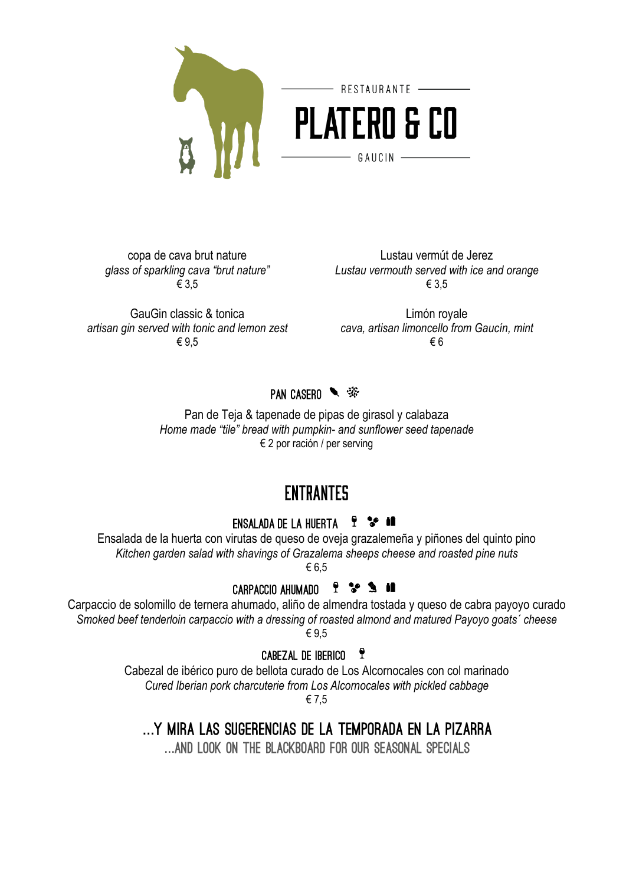RESTAURANTE

# PLATERO & CO

GAUCIN

copa de cava brut nature
*glass of sparkling cava "brut nature"*
€ 3,5

Lustau vermút de Jerez
*Lustau vermouth served with ice and orange*
€ 3,5

GauGin classic & tonica
*artisan gin served with tonic and lemon zest*
€ 9,5

Limón royale
*cava, artisan limoncello from Gaucín, mint*
€ 6

### PAN CASERO

Pan de Teja & tapenade de pipas de girasol y calabaza
*Home made "tile" bread with pumpkin- and sunflower seed tapenade*
€ 2 por ración / per serving

## ENTRANTES

### ENSALADA DE LA HUERTA

Ensalada de la huerta con virutas de queso de oveja grazalemeña y piñones del quinto pino
*Kitchen garden salad with shavings of Grazalema sheeps cheese and roasted pine nuts*
€ 6,5

### CARPACCIO AHUMADO

Carpaccio de solomillo de ternera ahumado, aliño de almendra tostada y queso de cabra payoyo curado
*Smoked beef tenderloin carpaccio with a dressing of roasted almond and matured Payoyo goats´ cheese*
€ 9,5

### CABEZAL DE IBERICO

Cabezal de ibérico puro de bellota curado de Los Alcornocales con col marinado
*Cured Iberian pork charcuterie from Los Alcornocales with pickled cabbage*
€ 7,5

### ...Y MIRA LAS SUGERENCIAS DE LA TEMPORADA EN LA PIZARRA

...AND LOOK ON THE BLACKBOARD FOR OUR SEASONAL SPECIALS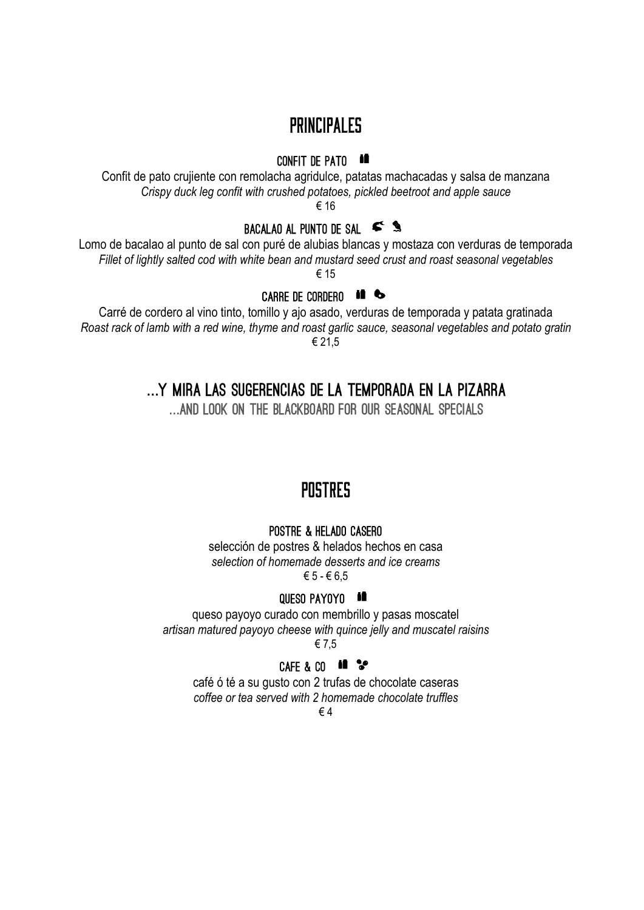## PRINCIPALES

### CONFIT DE PATO

Confit de pato crujiente con remolacha agridulce, patatas machacadas y salsa de manzana
*Crispy duck leg confit with crushed potatoes, pickled beetroot and apple sauce*
€ 16

### BACALAO AL PUNTO DE SAL

Lomo de bacalao al punto de sal con puré de alubias blancas y mostaza con verduras de temporada
*Fillet of lightly salted cod with white bean and mustard seed crust and roast seasonal vegetables*
€ 15

### CARRE DE CORDERO

Carré de cordero al vino tinto, tomillo y ajo asado, verduras de temporada y patata gratinada
*Roast rack of lamb with a red wine, thyme and roast garlic sauce, seasonal vegetables and potato gratin*
€ 21,5

## ...Y MIRA LAS SUGERENCIAS DE LA TEMPORADA EN LA PIZARRA

...AND LOOK ON THE BLACKBOARD FOR OUR SEASONAL SPECIALS

## POSTRES

### POSTRE & HELADO CASERO

selección de postres & helados hechos en casa
*selection of homemade desserts and ice creams*
€ 5 - € 6,5

### QUESO PAYOYO

queso payoyo curado con membrillo y pasas moscatel
*artisan matured payoyo cheese with quince jelly and muscatel raisins*
€ 7,5

### CAFE & CO

café ó té a su gusto con 2 trufas de chocolate caseras
*coffee or tea served with 2 homemade chocolate truffles*
€ 4